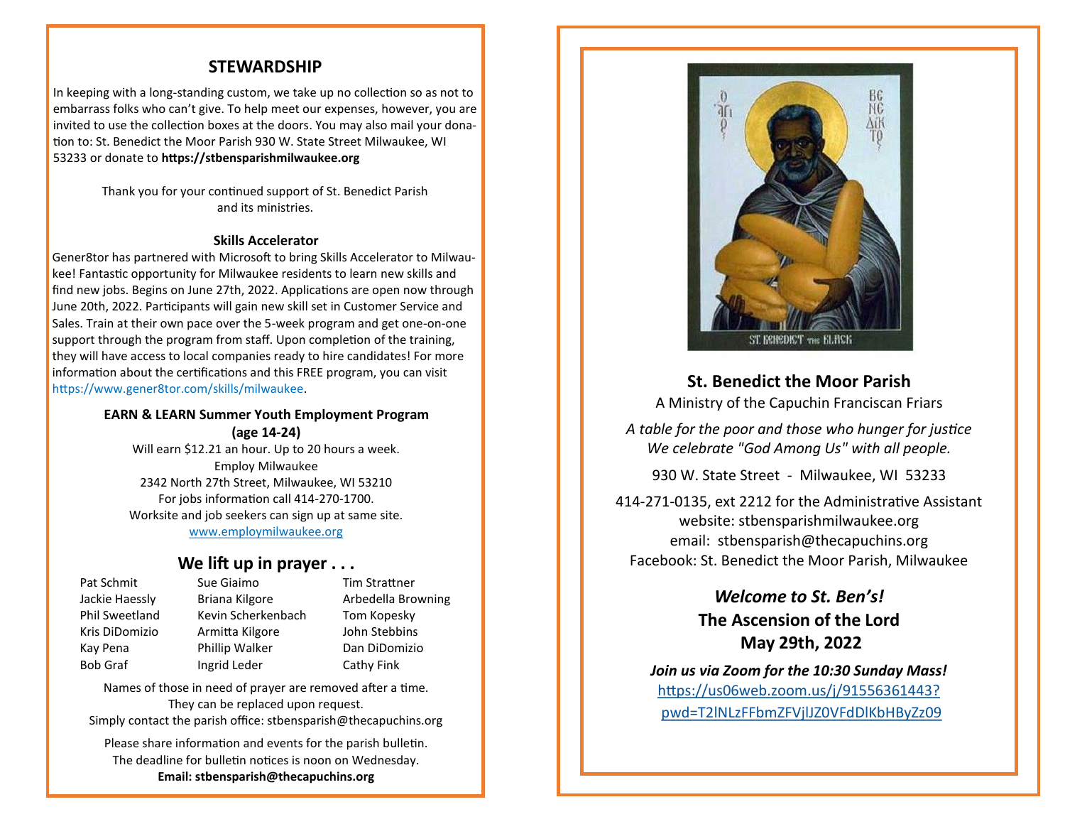## STEWARDSHIP

In keeping with a long-standing custom, we take up no collection so as not to embarrass folks who can't give. To help meet our expenses, however, you are invited to use the collection boxes at the doors. You may also mail your donation to: St. Benedict the Moor Parish 930 W. State Street Milwaukee, WI 53233 or donate to **https://stbensparishmilwaukee.org**

Thank you for your continued support of St. Benedict Parish and its ministries.

### Skills Accelerator

Gener8tor has partnered with Microsoft to bring Skills Accelerator to Milwaukee! Fantastic opportunity for Milwaukee residents to learn new skills and find new jobs. Begins on June 27th, 2022. Applications are open now through June 20th, 2022. Participants will gain new skill set in Customer Service and Sales. Train at their own pace over the 5-week program and get one-on-one support through the program from staff. Upon completion of the training, they will have access to local companies ready to hire candidates! For more information about the certifications and this FREE program, you can visit https://www.gener8tor.com/skills/milwaukee.

### EARN & LEARN Summer Youth Employment Program (age 14-24)

Will earn $12.21 an hour. Up to 20 hours a week.
Employ Milwaukee
2342 North 27th Street, Milwaukee, WI 53210
For jobs information call 414-270-1700.
Worksite and job seekers can sign up at same site.
www.employmilwaukee.org

## We lift up in prayer . . .

| | | |
|---|---|---|
| Pat Schmit | Sue Giaimo | Tim Strattner |
| Jackie Haessly | Briana Kilgore | Arbedella Browning |
| Phil Sweetland | Kevin Scherkenbach | Tom Kopesky |
| Kris DiDomizio | Armitta Kilgore | John Stebbins |
| Kay Pena | Phillip Walker | Dan DiDomizio |
| Bob Graf | Ingrid Leder | Cathy Fink |

Names of those in need of prayer are removed after a time. They can be replaced upon request. Simply contact the parish office: stbensparish@thecapuchins.org

Please share information and events for the parish bulletin. The deadline for bulletin notices is noon on Wednesday.
**Email: stbensparish@thecapuchins.org**

ST. BENEDICT THE BLACK

## St. Benedict the Moor Parish

A Ministry of the Capuchin Franciscan Friars

*A table for the poor and those who hunger for justice*
*We celebrate "God Among Us" with all people.*

930 W. State Street - Milwaukee, WI 53233

414-271-0135, ext 2212 for the Administrative Assistant
website: stbensparishmilwaukee.org
email: stbensparish@thecapuchins.org
Facebook: St. Benedict the Moor Parish, Milwaukee

***Welcome to St. Ben's!***
**The Ascension of the Lord**
**May 29th, 2022**

***Join us via Zoom for the 10:30 Sunday Mass!***
https://us06web.zoom.us/j/91556361443?pwd=T2lNLzFFbmZFVjlJZ0VFdDlKbHByZz09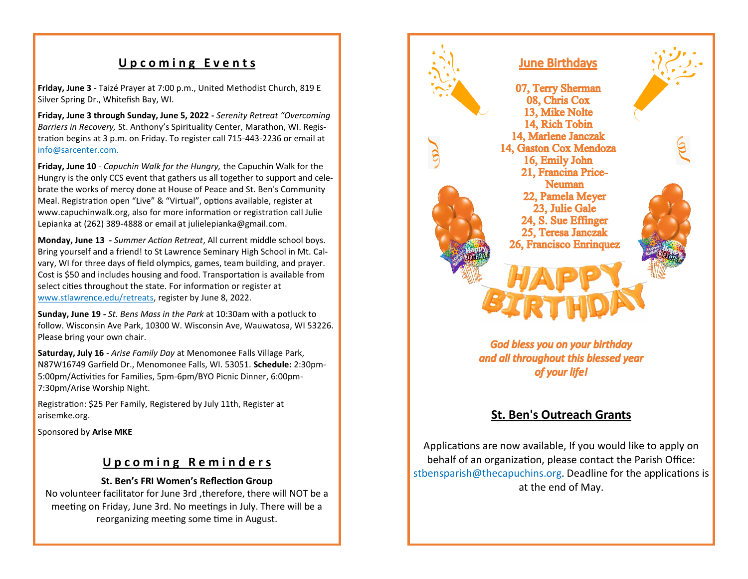## Upcoming Events

**Friday, June 3** - Taizé Prayer at 7:00 p.m., United Methodist Church, 819 E Silver Spring Dr., Whitefish Bay, WI.

**Friday, June 3 through Sunday, June 5, 2022 -** *Serenity Retreat "Overcoming Barriers in Recovery,* St. Anthony's Spirituality Center, Marathon, WI. Registration begins at 3 p.m. on Friday. To register call 715-443-2236 or email at info@sarcenter.com.

**Friday, June 10** - *Capuchin Walk for the Hungry,* the Capuchin Walk for the Hungry is the only CCS event that gathers us all together to support and celebrate the works of mercy done at House of Peace and St. Ben's Community Meal. Registration open "Live" & "Virtual", options available, register at www.capuchinwalk.org, also for more information or registration call Julie Lepianka at (262) 389-4888 or email at julielepianka@gmail.com.

**Monday, June 13 -** *Summer Action Retreat*, All current middle school boys. Bring yourself and a friend! to St Lawrence Seminary High School in Mt. Calvary, WI for three days of field olympics, games, team building, and prayer. Cost is $50 and includes housing and food. Transportation is available from select cities throughout the state. For information or register at www.stlawrence.edu/retreats, register by June 8, 2022.

**Sunday, June 19 -** *St. Bens Mass in the Park* at 10:30am with a potluck to follow. Wisconsin Ave Park, 10300 W. Wisconsin Ave, Wauwatosa, WI 53226. Please bring your own chair.

**Saturday, July 16** - *Arise Family Day* at Menomonee Falls Village Park, N87W16749 Garfield Dr., Menomonee Falls, WI. 53051. **Schedule:** 2:30pm-5:00pm/Activities for Families, 5pm-6pm/BYO Picnic Dinner, 6:00pm-7:30pm/Arise Worship Night.

Registration: $25 Per Family, Registered by July 11th, Register at arisemke.org.

Sponsored by **Arise MKE**

## Upcoming Reminders

**St. Ben's FRI Women's Reflection Group**

No volunteer facilitator for June 3rd ,therefore, there will NOT be a meeting on Friday, June 3rd. No meetings in July. There will be a reorganizing meeting some time in August.

## June Birthdays

07, Terry Sherman
08, Chris Cox
13, Mike Nolte
14, Rich Tobin
14, Marlene Janczak
14, Gaston Cox Mendoza
16, Emily John
21, Francina Price-Neuman
22, Pamela Meyer
23, Julie Gale
24, S. Sue Effinger
25, Teresa Janczak
26, Francisco Enrinquez

HAPPY BIRTHDAY

*God bless you on your birthday and all throughout this blessed year of your life!*

## St. Ben's Outreach Grants

Applications are now available, If you would like to apply on behalf of an organization, please contact the Parish Office: stbensparish@thecapuchins.org. Deadline for the applications is at the end of May.